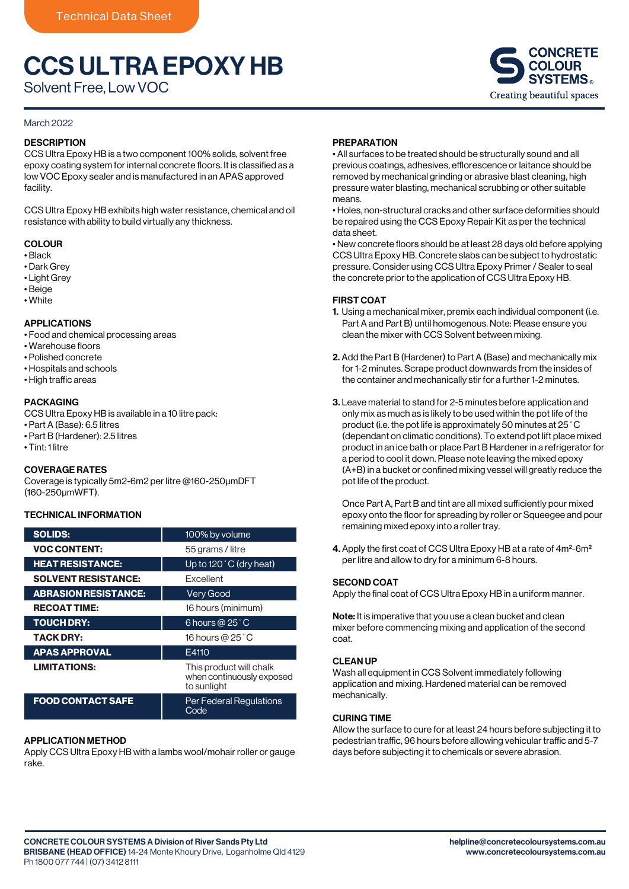Technical Data Sheet

# CCS ULTRA EPOXY HB

Solvent Free, Low VOC

CONCRETE COLOUR SYSTEMS®
Creating beautiful spaces

March 2022

## DESCRIPTION

CCS Ultra Epoxy HB is a two component 100% solids, solvent free epoxy coating system for internal concrete floors. It is classified as a low VOC Epoxy sealer and is manufactured in an APAS approved facility.

CCS Ultra Epoxy HB exhibits high water resistance, chemical and oil resistance with ability to build virtually any thickness.

## COLOUR

- Black
- Dark Grey
- Light Grey
- Beige
- White

## APPLICATIONS

- Food and chemical processing areas
- Warehouse floors
- Polished concrete
- Hospitals and schools
- High traffic areas

## PACKAGING

CCS Ultra Epoxy HB is available in a 10 litre pack:

- Part A (Base): 6.5 litres
- Part B (Hardener): 2.5 litres
- Tint: 1 litre

## COVERAGE RATES

Coverage is typically 5m2-6m2 per litre @160-250µmDFT (160-250µmWFT).

## TECHNICAL INFORMATION

| | |
|---|---|
| **SOLIDS:** | 100% by volume |
| **VOC CONTENT:** | 55 grams / litre |
| **HEAT RESISTANCE:** | Up to 120˚C (dry heat) |
| **SOLVENT RESISTANCE:** | Excellent |
| **ABRASION RESISTANCE:** | Very Good |
| **RECOAT TIME:** | 16 hours (minimum) |
| **TOUCH DRY:** | 6 hours @ 25˚C |
| **TACK DRY:** | 16 hours @ 25˚C |
| **APAS APPROVAL** | E4110 |
| **LIMITATIONS:** | This product will chalk when continuously exposed to sunlight |
| **FOOD CONTACT SAFE** | Per Federal Regulations Code |

## APPLICATION METHOD

Apply CCS Ultra Epoxy HB with a lambs wool/mohair roller or gauge rake.

## PREPARATION

- All surfaces to be treated should be structurally sound and all previous coatings, adhesives, efflorescence or laitance should be removed by mechanical grinding or abrasive blast cleaning, high pressure water blasting, mechanical scrubbing or other suitable means.
- Holes, non-structural cracks and other surface deformities should be repaired using the CCS Epoxy Repair Kit as per the technical data sheet.
- New concrete floors should be at least 28 days old before applying CCS Ultra Epoxy HB. Concrete slabs can be subject to hydrostatic pressure. Consider using CCS Ultra Epoxy Primer / Sealer to seal the concrete prior to the application of CCS Ultra Epoxy HB.

## FIRST COAT

1. Using a mechanical mixer, premix each individual component (i.e. Part A and Part B) until homogenous. Note: Please ensure you clean the mixer with CCS Solvent between mixing.

2. Add the Part B (Hardener) to Part A (Base) and mechanically mix for 1-2 minutes. Scrape product downwards from the insides of the container and mechanically stir for a further 1-2 minutes.

3. Leave material to stand for 2-5 minutes before application and only mix as much as is likely to be used within the pot life of the product (i.e. the pot life is approximately 50 minutes at 25˚C (dependant on climatic conditions). To extend pot lift place mixed product in an ice bath or place Part B Hardener in a refrigerator for a period to cool it down. Please note leaving the mixed epoxy (A+B) in a bucket or confined mixing vessel will greatly reduce the pot life of the product.

   Once Part A, Part B and tint are all mixed sufficiently pour mixed epoxy onto the floor for spreading by roller or Squeegee and pour remaining mixed epoxy into a roller tray.

4. Apply the first coat of CCS Ultra Epoxy HB at a rate of 4m²-6m² per litre and allow to dry for a minimum 6-8 hours.

## SECOND COAT

Apply the final coat of CCS Ultra Epoxy HB in a uniform manner.

**Note:** It is imperative that you use a clean bucket and clean mixer before commencing mixing and application of the second coat.

## CLEAN UP

Wash all equipment in CCS Solvent immediately following application and mixing. Hardened material can be removed mechanically.

## CURING TIME

Allow the surface to cure for at least 24 hours before subjecting it to pedestrian traffic, 96 hours before allowing vehicular traffic and 5-7 days before subjecting it to chemicals or severe abrasion.

**CONCRETE COLOUR SYSTEMS A Division of River Sands Pty Ltd**
**BRISBANE (HEAD OFFICE)** 14-24 Monte Khoury Drive, Loganholme Qld 4129
Ph 1800 077 744 | (07) 3412 8111

**helpline@concretecoloursystems.com.au**
**www.concretecoloursystems.com.au**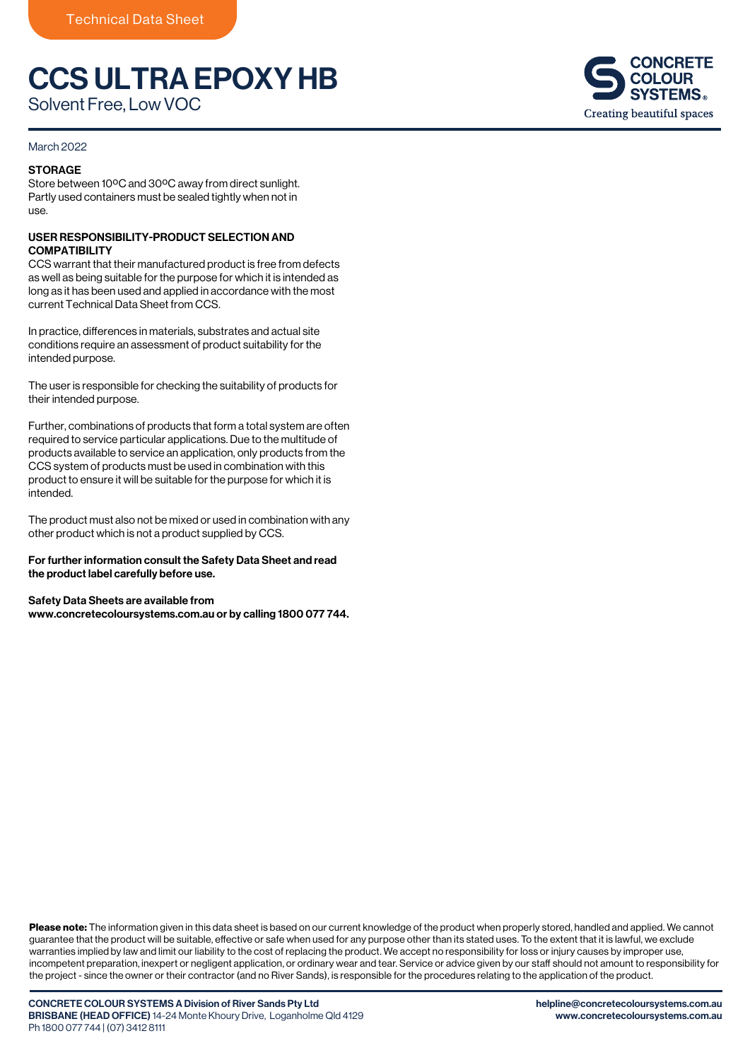Technical Data Sheet

# CCS ULTRA EPOXY HB

Solvent Free, Low VOC

CONCRETE COLOUR SYSTEMS®
Creating beautiful spaces

March 2022

## STORAGE

Store between 10ºC and 30ºC away from direct sunlight. Partly used containers must be sealed tightly when not in use.

## USER RESPONSIBILITY-PRODUCT SELECTION AND COMPATIBILITY

CCS warrant that their manufactured product is free from defects as well as being suitable for the purpose for which it is intended as long as it has been used and applied in accordance with the most current Technical Data Sheet from CCS.

In practice, differences in materials, substrates and actual site conditions require an assessment of product suitability for the intended purpose.

The user is responsible for checking the suitability of products for their intended purpose.

Further, combinations of products that form a total system are often required to service particular applications. Due to the multitude of products available to service an application, only products from the CCS system of products must be used in combination with this product to ensure it will be suitable for the purpose for which it is intended.

The product must also not be mixed or used in combination with any other product which is not a product supplied by CCS.

**For further information consult the Safety Data Sheet and read the product label carefully before use.**

**Safety Data Sheets are available from www.concretecoloursystems.com.au or by calling 1800 077 744.**

**Please note:** The information given in this data sheet is based on our current knowledge of the product when properly stored, handled and applied. We cannot guarantee that the product will be suitable, effective or safe when used for any purpose other than its stated uses. To the extent that it is lawful, we exclude warranties implied by law and limit our liability to the cost of replacing the product. We accept no responsibility for loss or injury causes by improper use, incompetent preparation, inexpert or negligent application, or ordinary wear and tear. Service or advice given by our staff should not amount to responsibility for the project - since the owner or their contractor (and no River Sands), is responsible for the procedures relating to the application of the product.

**CONCRETE COLOUR SYSTEMS A Division of River Sands Pty Ltd**
**BRISBANE (HEAD OFFICE)** 14-24 Monte Khoury Drive, Loganholme Qld 4129
Ph 1800 077 744 | (07) 3412 8111

**helpline@concretecoloursystems.com.au**
**www.concretecoloursystems.com.au**